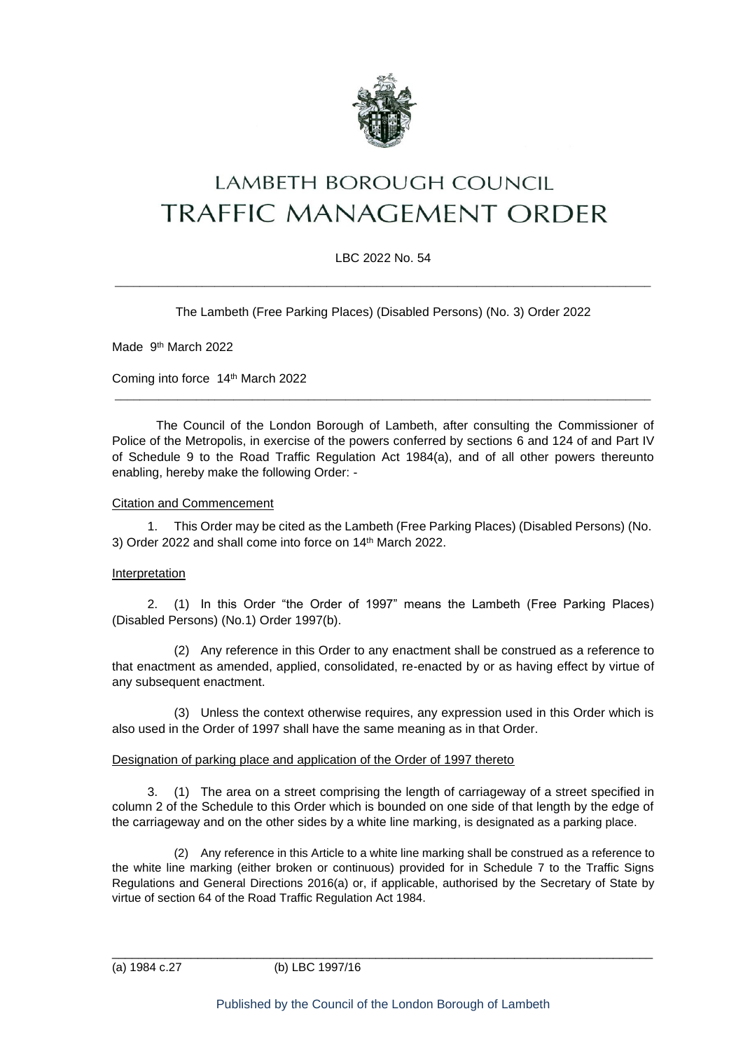# LAMBETH BOROUGH COUNCIL
# TRAFFIC MANAGEMENT ORDER

LBC 2022 No. 54

---

The Lambeth (Free Parking Places) (Disabled Persons) (No. 3) Order 2022

Made 9th March 2022

Coming into force 14th March 2022

---

The Council of the London Borough of Lambeth, after consulting the Commissioner of Police of the Metropolis, in exercise of the powers conferred by sections 6 and 124 of and Part IV of Schedule 9 to the Road Traffic Regulation Act 1984(a), and of all other powers thereunto enabling, hereby make the following Order: -

Citation and Commencement

1. This Order may be cited as the Lambeth (Free Parking Places) (Disabled Persons) (No. 3) Order 2022 and shall come into force on 14th March 2022.

Interpretation

2. (1) In this Order "the Order of 1997" means the Lambeth (Free Parking Places) (Disabled Persons) (No.1) Order 1997(b).

(2) Any reference in this Order to any enactment shall be construed as a reference to that enactment as amended, applied, consolidated, re-enacted by or as having effect by virtue of any subsequent enactment.

(3) Unless the context otherwise requires, any expression used in this Order which is also used in the Order of 1997 shall have the same meaning as in that Order.

Designation of parking place and application of the Order of 1997 thereto

3. (1) The area on a street comprising the length of carriageway of a street specified in column 2 of the Schedule to this Order which is bounded on one side of that length by the edge of the carriageway and on the other sides by a white line marking, is designated as a parking place.

(2) Any reference in this Article to a white line marking shall be construed as a reference to the white line marking (either broken or continuous) provided for in Schedule 7 to the Traffic Signs Regulations and General Directions 2016(a) or, if applicable, authorised by the Secretary of State by virtue of section 64 of the Road Traffic Regulation Act 1984.

---

(a) 1984 c.27 (b) LBC 1997/16

Published by the Council of the London Borough of Lambeth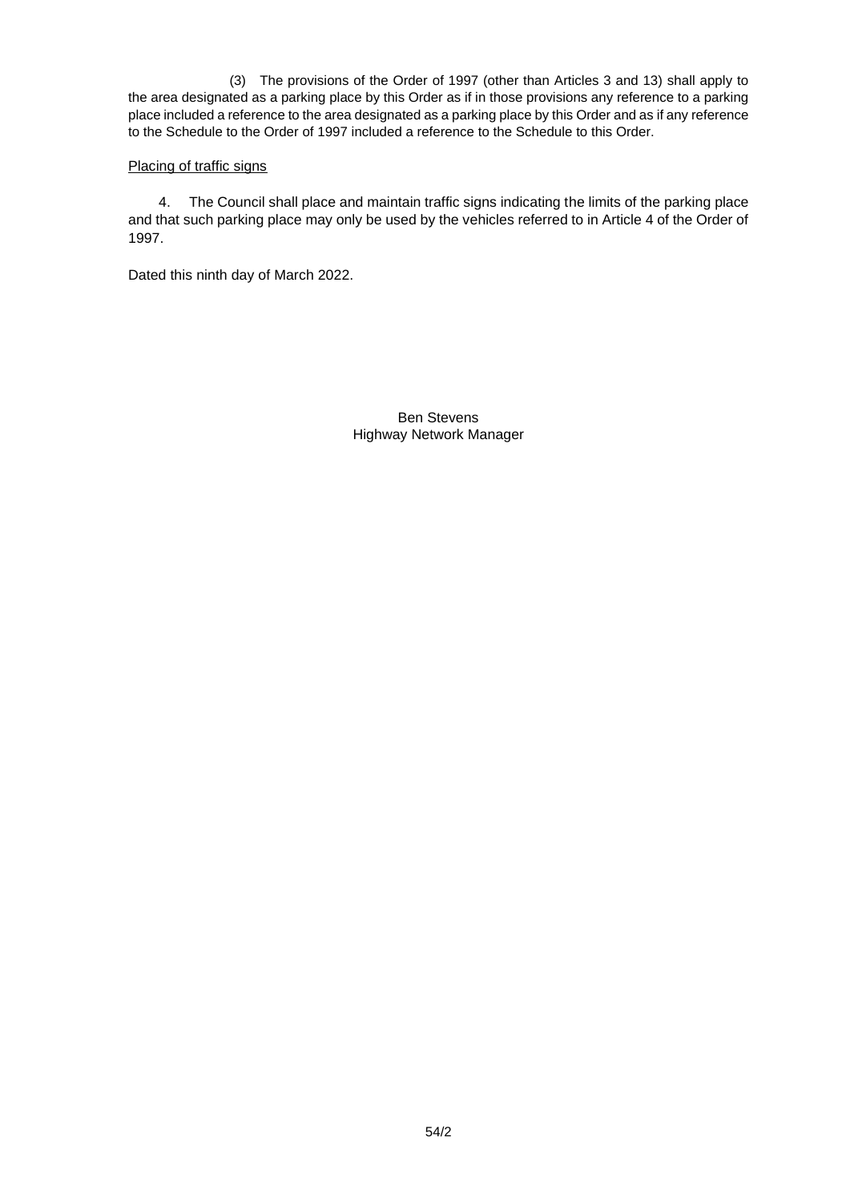(3) The provisions of the Order of 1997 (other than Articles 3 and 13) shall apply to the area designated as a parking place by this Order as if in those provisions any reference to a parking place included a reference to the area designated as a parking place by this Order and as if any reference to the Schedule to the Order of 1997 included a reference to the Schedule to this Order.

Placing of traffic signs

4. The Council shall place and maintain traffic signs indicating the limits of the parking place and that such parking place may only be used by the vehicles referred to in Article 4 of the Order of 1997.

Dated this ninth day of March 2022.

Ben Stevens
Highway Network Manager

54/2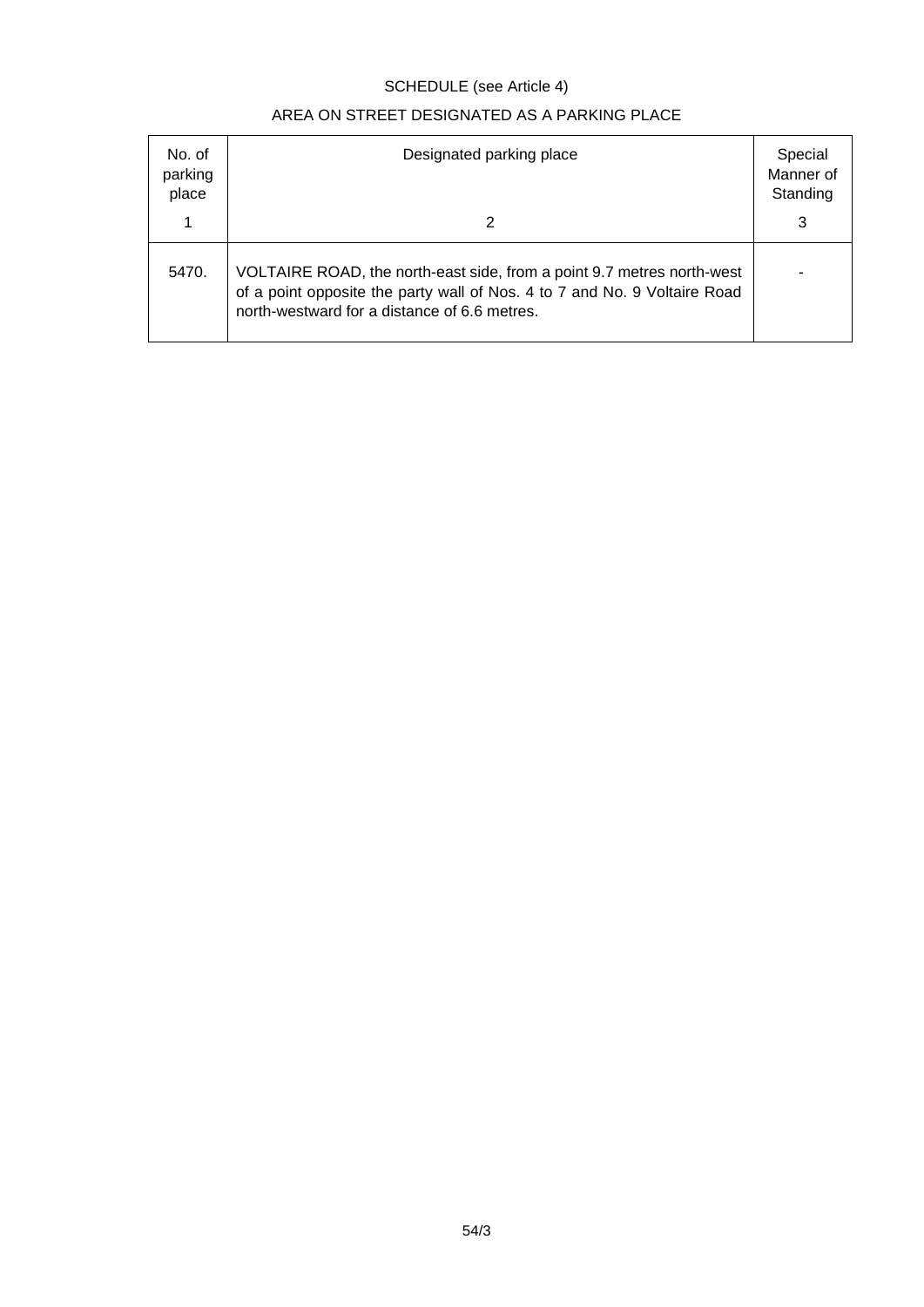SCHEDULE (see Article 4)

AREA ON STREET DESIGNATED AS A PARKING PLACE

| No. of parking place | Designated parking place | Special Manner of Standing |
|---|---|---|
| 1 | 2 | 3 |
| 5470. | VOLTAIRE ROAD, the north-east side, from a point 9.7 metres north-west of a point opposite the party wall of Nos. 4 to 7 and No. 9 Voltaire Road north-westward for a distance of 6.6 metres. | - |